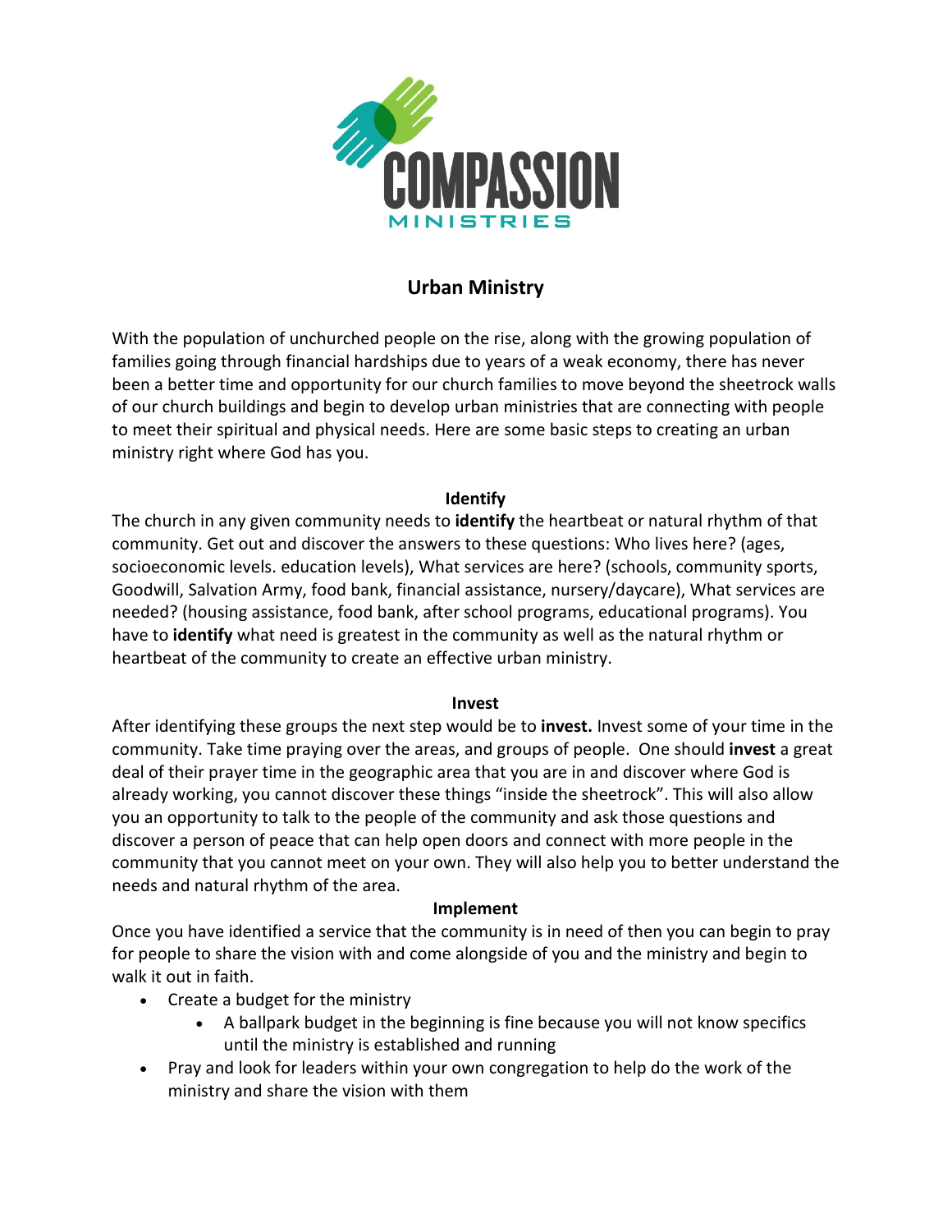# Urban Ministry

With the population of unchurched people on the rise, along with the growing population of families going through financial hardships due to years of a weak economy, there has never been a better time and opportunity for our church families to move beyond the sheetrock walls of our church buildings and begin to develop urban ministries that are connecting with people to meet their spiritual and physical needs. Here are some basic steps to creating an urban ministry right where God has you.

## Identify

The church in any given community needs to **identify** the heartbeat or natural rhythm of that community. Get out and discover the answers to these questions: Who lives here? (ages, socioeconomic levels. education levels), What services are here? (schools, community sports, Goodwill, Salvation Army, food bank, financial assistance, nursery/daycare), What services are needed? (housing assistance, food bank, after school programs, educational programs). You have to **identify** what need is greatest in the community as well as the natural rhythm or heartbeat of the community to create an effective urban ministry.

## Invest

After identifying these groups the next step would be to **invest.** Invest some of your time in the community. Take time praying over the areas, and groups of people. One should **invest** a great deal of their prayer time in the geographic area that you are in and discover where God is already working, you cannot discover these things "inside the sheetrock". This will also allow you an opportunity to talk to the people of the community and ask those questions and discover a person of peace that can help open doors and connect with more people in the community that you cannot meet on your own. They will also help you to better understand the needs and natural rhythm of the area.

## Implement

Once you have identified a service that the community is in need of then you can begin to pray for people to share the vision with and come alongside of you and the ministry and begin to walk it out in faith.

- Create a budget for the ministry
  - A ballpark budget in the beginning is fine because you will not know specifics until the ministry is established and running
- Pray and look for leaders within your own congregation to help do the work of the ministry and share the vision with them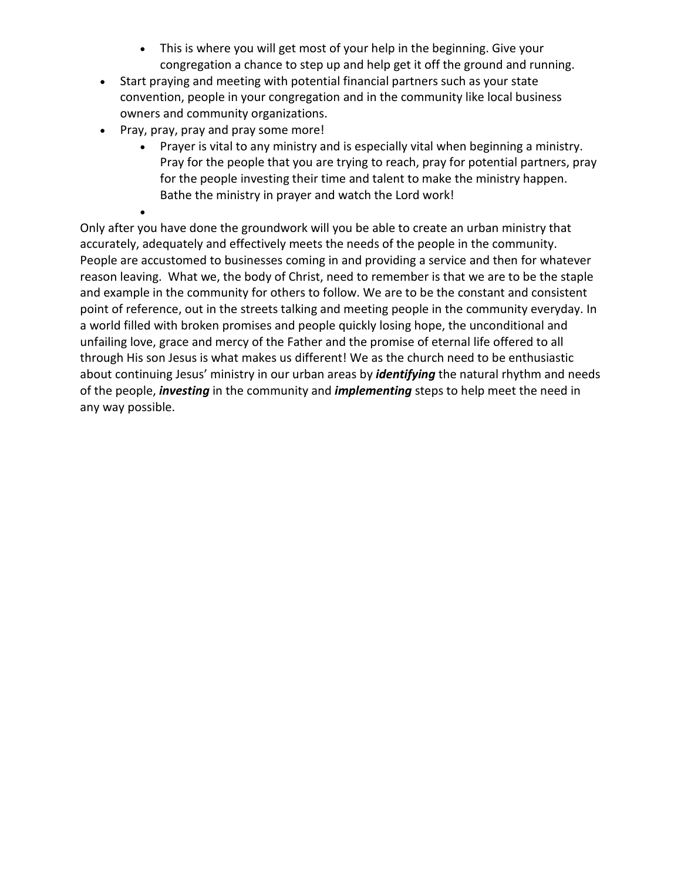- This is where you will get most of your help in the beginning. Give your congregation a chance to step up and help get it off the ground and running.
- Start praying and meeting with potential financial partners such as your state convention, people in your congregation and in the community like local business owners and community organizations.
- Pray, pray, pray and pray some more!
    - Prayer is vital to any ministry and is especially vital when beginning a ministry. Pray for the people that you are trying to reach, pray for potential partners, pray for the people investing their time and talent to make the ministry happen. Bathe the ministry in prayer and watch the Lord work!

Only after you have done the groundwork will you be able to create an urban ministry that accurately, adequately and effectively meets the needs of the people in the community. People are accustomed to businesses coming in and providing a service and then for whatever reason leaving. What we, the body of Christ, need to remember is that we are to be the staple and example in the community for others to follow. We are to be the constant and consistent point of reference, out in the streets talking and meeting people in the community everyday. In a world filled with broken promises and people quickly losing hope, the unconditional and unfailing love, grace and mercy of the Father and the promise of eternal life offered to all through His son Jesus is what makes us different! We as the church need to be enthusiastic about continuing Jesus' ministry in our urban areas by ***identifying*** the natural rhythm and needs of the people, ***investing*** in the community and ***implementing*** steps to help meet the need in any way possible.